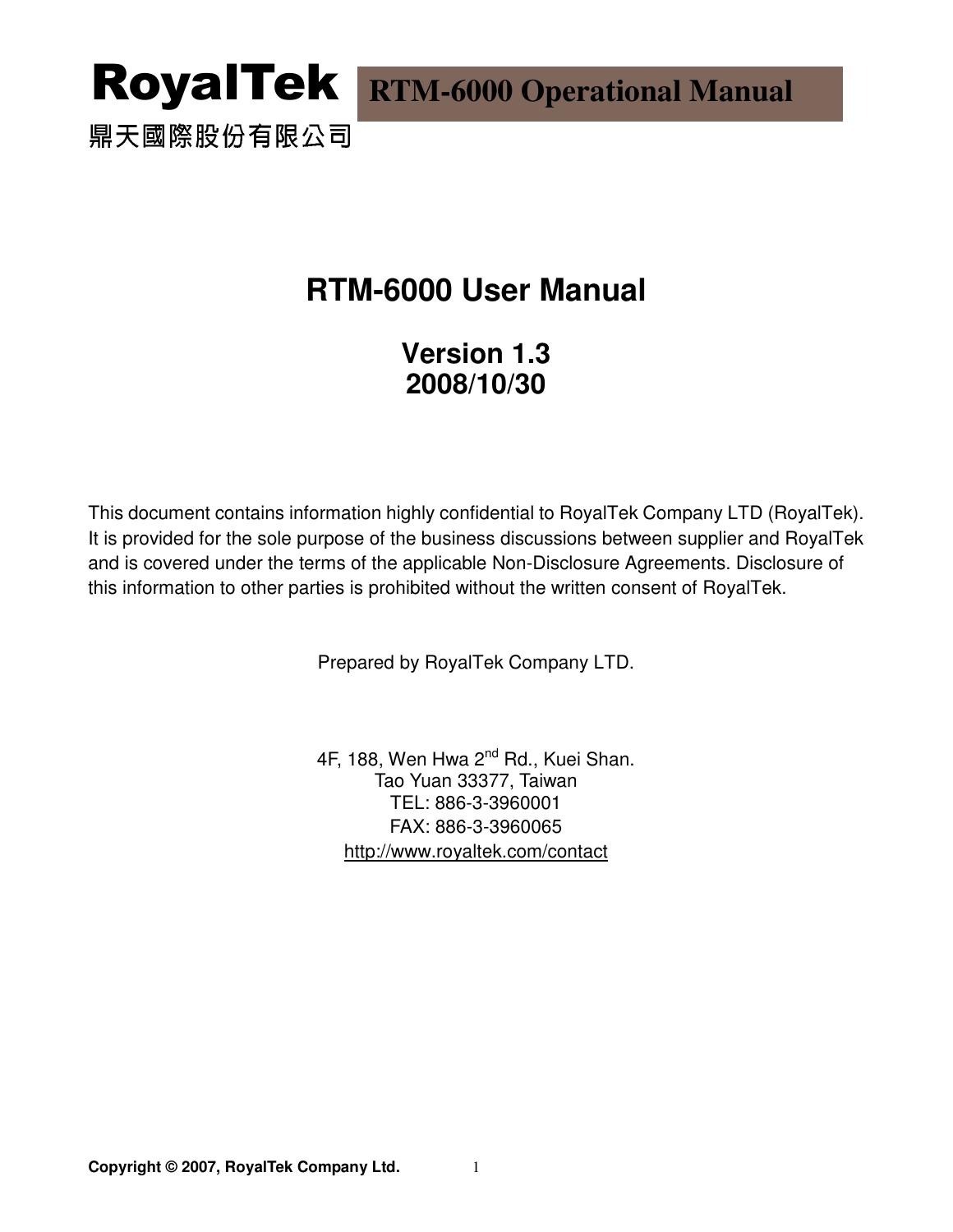**RoyalTek**

鼎天國際股份有限公司

**RTM-6000 Operational Manual**

# RTM-6000 User Manual

## Version 1.3
## 2008/10/30

This document contains information highly confidential to RoyalTek Company LTD (RoyalTek). It is provided for the sole purpose of the business discussions between supplier and RoyalTek and is covered under the terms of the applicable Non-Disclosure Agreements. Disclosure of this information to other parties is prohibited without the written consent of RoyalTek.

Prepared by RoyalTek Company LTD.

4F, 188, Wen Hwa 2nd Rd., Kuei Shan.
Tao Yuan 33377, Taiwan
TEL: 886-3-3960001
FAX: 886-3-3960065
http://www.royaltek.com/contact

**Copyright © 2007, RoyalTek Company Ltd.**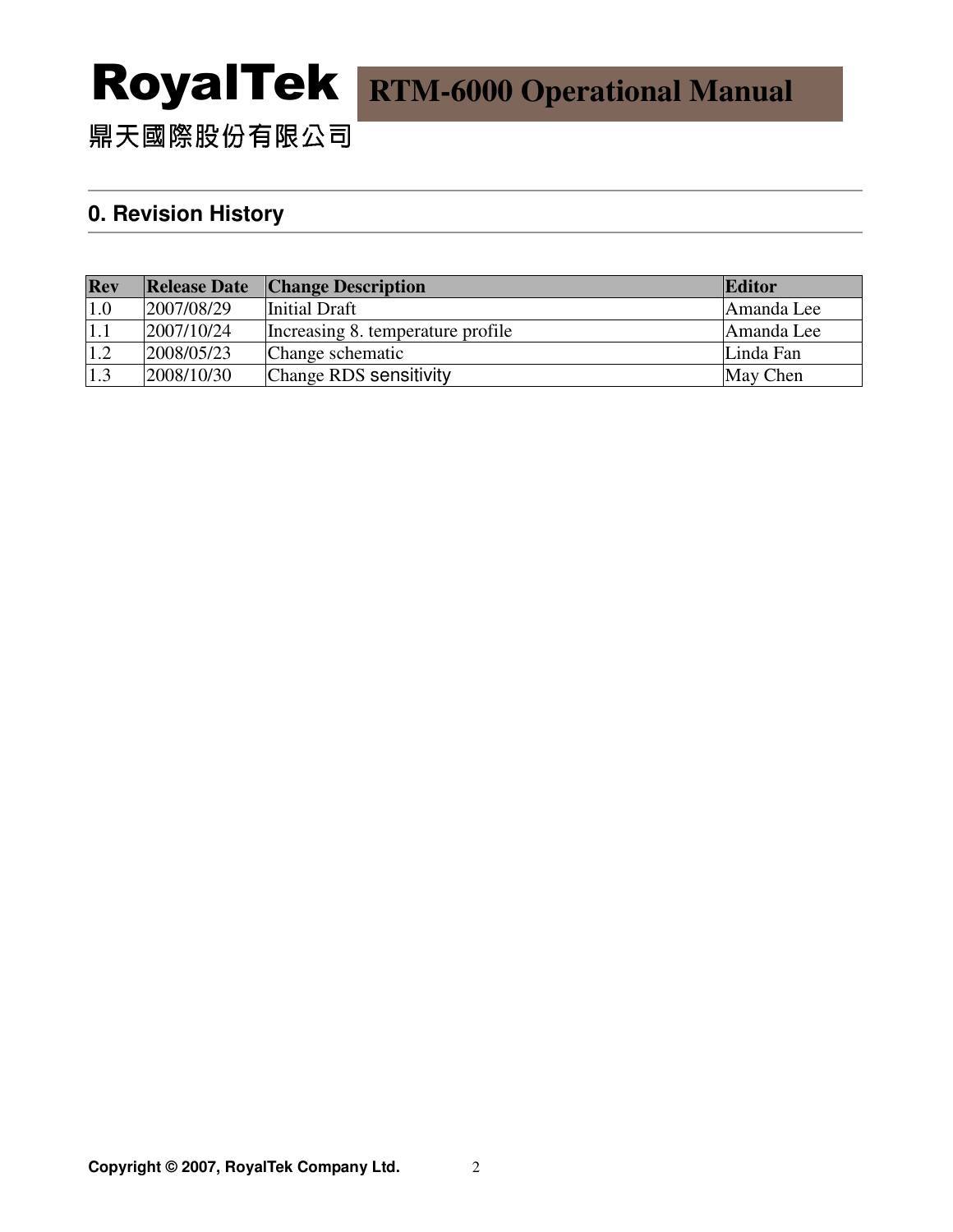## 0. Revision History

| Rev | Release Date | Change Description | Editor |
| --- | --- | --- | --- |
| 1.0 | 2007/08/29 | Initial Draft | Amanda Lee |
| 1.1 | 2007/10/24 | Increasing 8. temperature profile | Amanda Lee |
| 1.2 | 2008/05/23 | Change schematic | Linda Fan |
| 1.3 | 2008/10/30 | Change RDS sensitivity | May Chen |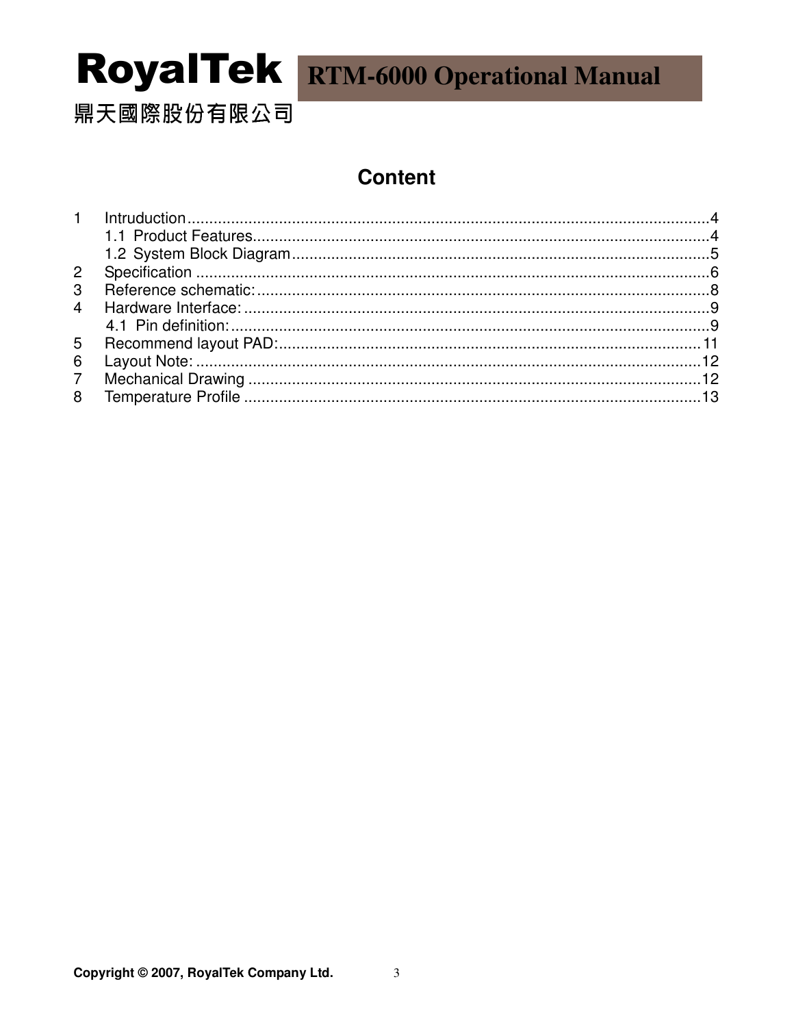# Content

1 Intruduction ........................................................................................................................4

1.1 Product Features.........................................................................................................4

1.2 System Block Diagram................................................................................................5

2 Specification .......................................................................................................................6

3 Reference schematic:........................................................................................................8

4 Hardware Interface: ...........................................................................................................9

4.1 Pin definition:...............................................................................................................9

5 Recommend layout PAD:.................................................................................................11

6 Layout Note: ....................................................................................................................12

7 Mechanical Drawing ........................................................................................................12

8 Temperature Profile .........................................................................................................13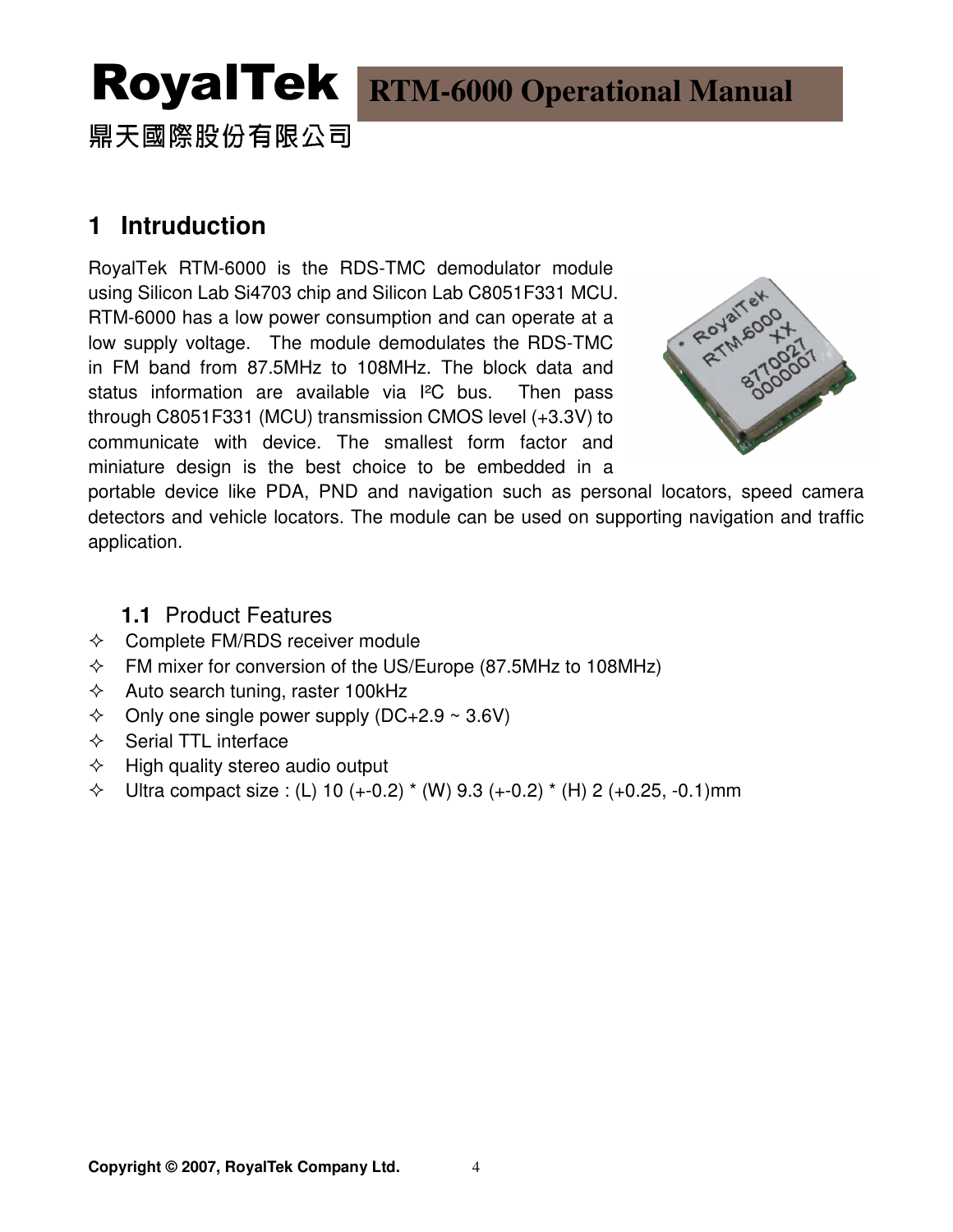## 1 Intruduction

RoyalTek RTM-6000 is the RDS-TMC demodulator module using Silicon Lab Si4703 chip and Silicon Lab C8051F331 MCU. RTM-6000 has a low power consumption and can operate at a low supply voltage. The module demodulates the RDS-TMC in FM band from 87.5MHz to 108MHz. The block data and status information are available via I²C bus. Then pass through C8051F331 (MCU) transmission CMOS level (+3.3V) to communicate with device. The smallest form factor and miniature design is the best choice to be embedded in a portable device like PDA, PND and navigation such as personal locators, speed camera detectors and vehicle locators. The module can be used on supporting navigation and traffic application.

### 1.1 Product Features

- Complete FM/RDS receiver module
- FM mixer for conversion of the US/Europe (87.5MHz to 108MHz)
- Auto search tuning, raster 100kHz
- Only one single power supply (DC+2.9 ~ 3.6V)
- Serial TTL interface
- High quality stereo audio output
- Ultra compact size : (L) 10 (+-0.2) * (W) 9.3 (+-0.2) * (H) 2 (+0.25, -0.1)mm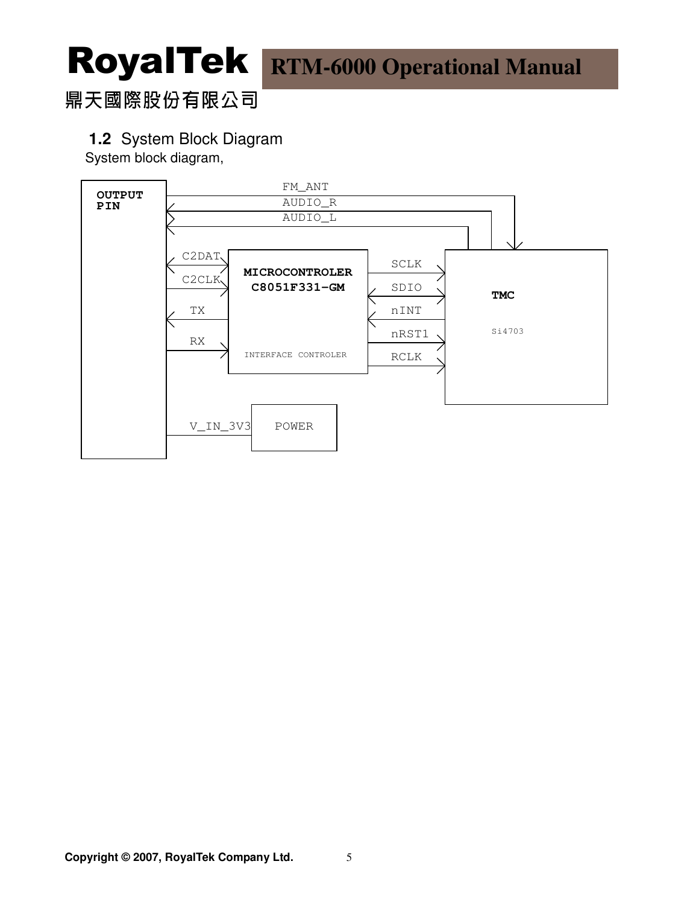## 1.2 System Block Diagram

System block diagram,

OUTPUT PIN

FM_ANT

AUDIO_R

AUDIO_L

C2DAT

C2CLK

TX

RX

**MICROCONTROLER**
**C8051F331-GM**

INTERFACE CONTROLER

SCLK

SDIO

nINT

nRST1

RCLK

**TMC**

Si4703

V_IN_3V3

POWER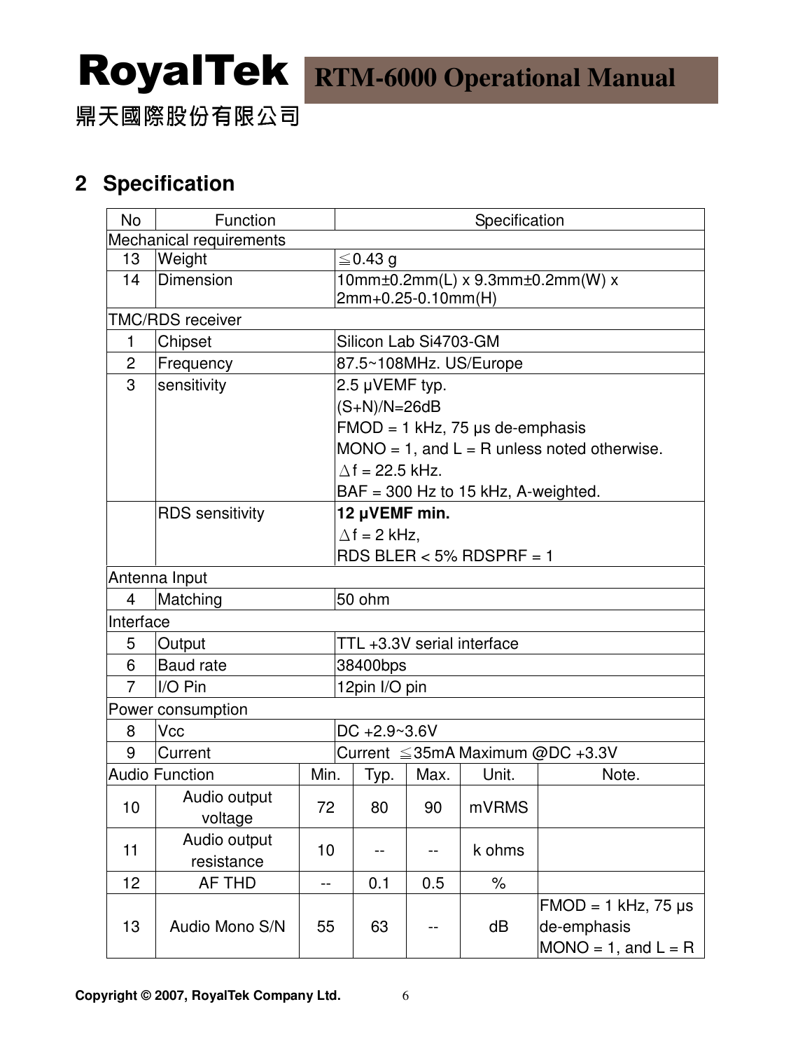## 2 Specification

| No | Function | Specification | | | | |
|---|---|---|---|---|---|---|
| Mechanical requirements | | | | | | |
| 13 | Weight | ≦0.43 g | | | | |
| 14 | Dimension | 10mm±0.2mm(L) x 9.3mm±0.2mm(W) x 2mm+0.25-0.10mm(H) | | | | |
| TMC/RDS receiver | | | | | | |
| 1 | Chipset | Silicon Lab Si4703-GM | | | | |
| 2 | Frequency | 87.5~108MHz. US/Europe | | | | |
| 3 | sensitivity | 2.5 μVEMF typ.<br>(S+N)/N=26dB<br>FMOD = 1 kHz, 75 μs de-emphasis<br>MONO = 1, and L = R unless noted otherwise.<br>△f = 22.5 kHz.<br>BAF = 300 Hz to 15 kHz, A-weighted. | | | | |
| | RDS sensitivity | **12 μVEMF min.**<br>△f = 2 kHz,<br>RDS BLER < 5% RDSPRF = 1 | | | | |
| Antenna Input | | | | | | |
| 4 | Matching | 50 ohm | | | | |
| Interface | | | | | | |
| 5 | Output | TTL +3.3V serial interface | | | | |
| 6 | Baud rate | 38400bps | | | | |
| 7 | I/O Pin | 12pin I/O pin | | | | |
| Power consumption | | | | | | |
| 8 | Vcc | DC +2.9~3.6V | | | | |
| 9 | Current | Current ≦35mA Maximum @DC +3.3V | | | | |
| Audio Function | | Min. | Typ. | Max. | Unit. | Note. |
| 10 | Audio output voltage | 72 | 80 | 90 | mVRMS | |
| 11 | Audio output resistance | 10 | -- | -- | k ohms | |
| 12 | AF THD | -- | 0.1 | 0.5 | % | |
| 13 | Audio Mono S/N | 55 | 63 | -- | dB | FMOD = 1 kHz, 75 μs de-emphasis<br>MONO = 1, and L = R |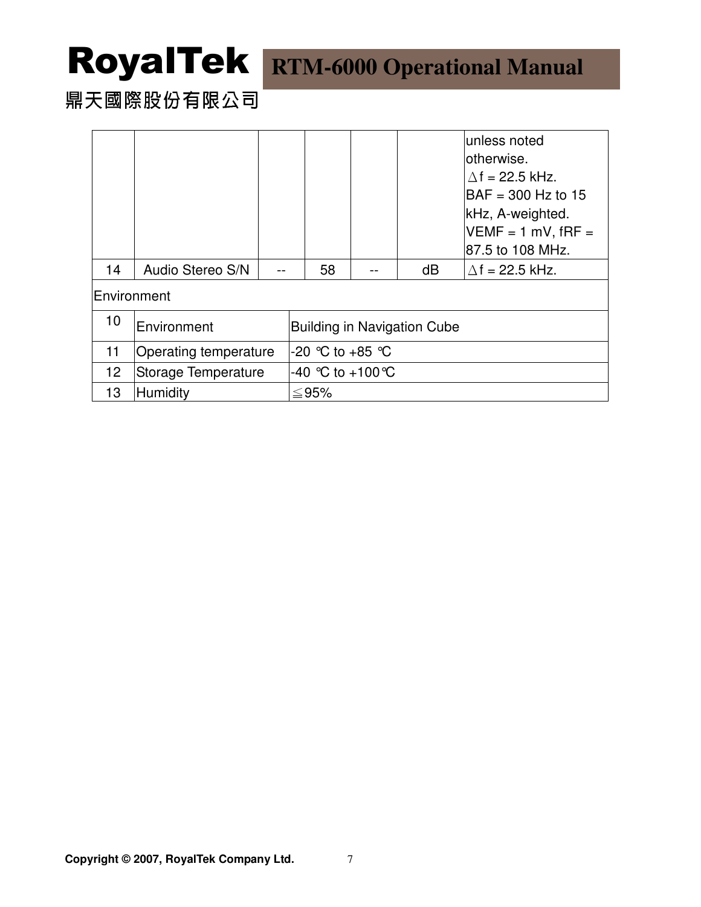|  |  |  |  |  |  |  |
|---|---|---|---|---|---|---|
|  |  |  |  |  |  | unless noted otherwise. △f = 22.5 kHz. BAF = 300 Hz to 15 kHz, A-weighted. VEMF = 1 mV, fRF = 87.5 to 108 MHz. |
| 14 | Audio Stereo S/N | -- | 58 | -- | dB | △f = 22.5 kHz. |

| Environment | | |
|---|---|---|
| 10 | Environment | Building in Navigation Cube |
| 11 | Operating temperature | -20 ℃ to +85 ℃ |
| 12 | Storage Temperature | -40 ℃ to +100℃ |
| 13 | Humidity | ≦95% |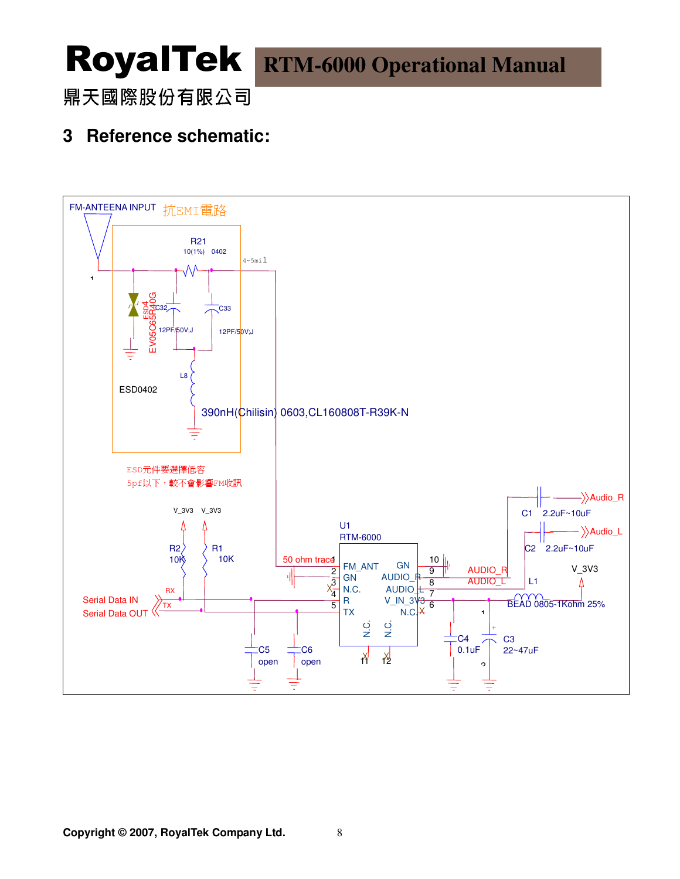# 3 Reference schematic:

FM-ANTEENA INPUT 抗EMI電路

R21 10(1%) 0402

4~5mil

ESD4 EV05C65R40G

C32 12PF/50V;J

C33 12PF/50V;J

L8

ESD0402

390nH(Chilisin) 0603,CL160808T-R39K-N

ESD元件要選擇低容
5pf以下，較不會影響FM收訊

V_3V3 V_3V3

R2 10K

R1 10K

RX

TX

Serial Data IN

Serial Data OUT

50 ohm trace

U1 RTM-6000

1 FM_ANT
2 GN
3 N.C.
4 R
5 TX

10 GN
9 AUDIO_R
8 AUDIO_L
7 V_IN_3V3
6 N.C.

N.C. 11
N.C. 12

C5 open

C6 open

AUDIO_R

AUDIO_L

C1 2.2uF~10uF → Audio_R

C2 2.2uF~10uF → Audio_L

L1 BEAD 0805-1Kohm 25%

V_3V3

C4 0.1uF

C3 22~47uF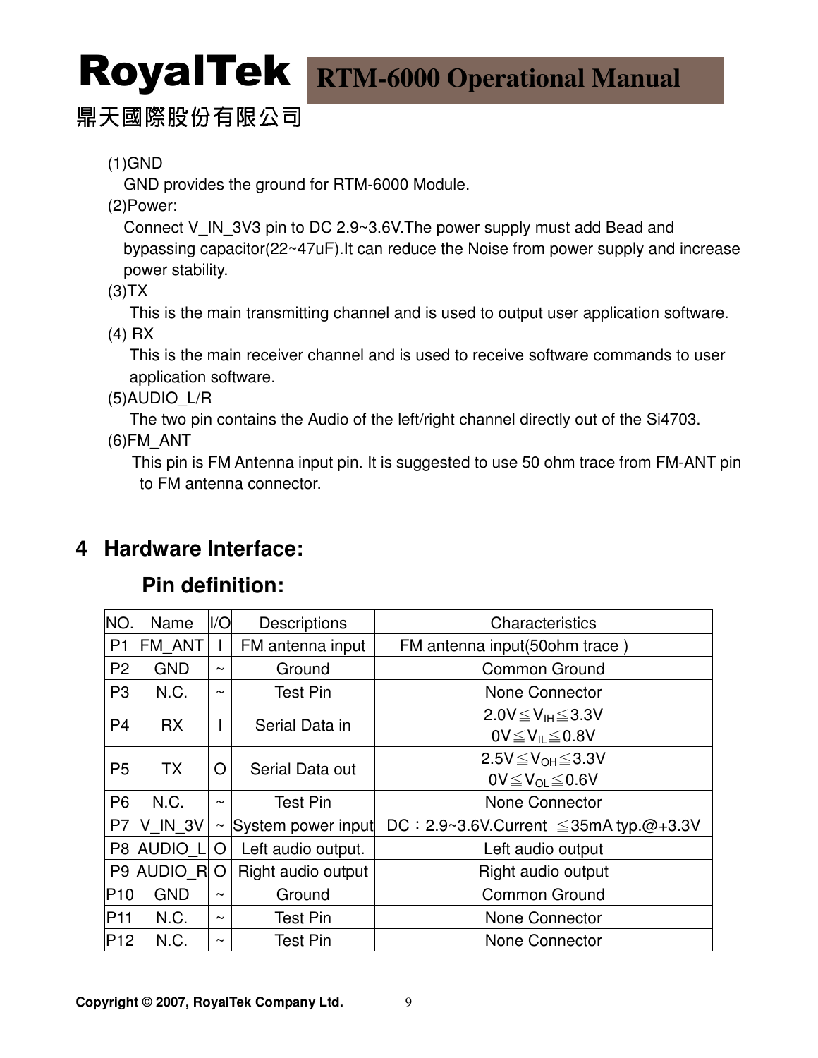(1)GND

GND provides the ground for RTM-6000 Module.

(2)Power:

Connect V_IN_3V3 pin to DC 2.9~3.6V.The power supply must add Bead and bypassing capacitor(22~47uF).It can reduce the Noise from power supply and increase power stability.

(3)TX

This is the main transmitting channel and is used to output user application software.

(4) RX

This is the main receiver channel and is used to receive software commands to user application software.

(5)AUDIO_L/R

The two pin contains the Audio of the left/right channel directly out of the Si4703.

(6)FM_ANT

This pin is FM Antenna input pin. It is suggested to use 50 ohm trace from FM-ANT pin to FM antenna connector.

# 4 Hardware Interface:

## Pin definition:

| NO. | Name | I/O | Descriptions | Characteristics |
|---|---|---|---|---|
| P1 | FM_ANT | I | FM antenna input | FM antenna input(50ohm trace ) |
| P2 | GND | ~ | Ground | Common Ground |
| P3 | N.C. | ~ | Test Pin | None Connector |
| P4 | RX | I | Serial Data in | $2.0V \leqq V_{IH} \leqq 3.3V$<br>$0V \leqq V_{IL} \leqq 0.8V$ |
| P5 | TX | O | Serial Data out | $2.5V \leqq V_{OH} \leqq 3.3V$<br>$0V \leqq V_{OL} \leqq 0.6V$ |
| P6 | N.C. | ~ | Test Pin | None Connector |
| P7 | V_IN_3V | ~ | System power input | DC：2.9~3.6V.Current ≦35mA typ.@+3.3V |
| P8 | AUDIO_L | O | Left audio output. | Left audio output |
| P9 | AUDIO_R | O | Right audio output | Right audio output |
| P10 | GND | ~ | Ground | Common Ground |
| P11 | N.C. | ~ | Test Pin | None Connector |
| P12 | N.C. | ~ | Test Pin | None Connector |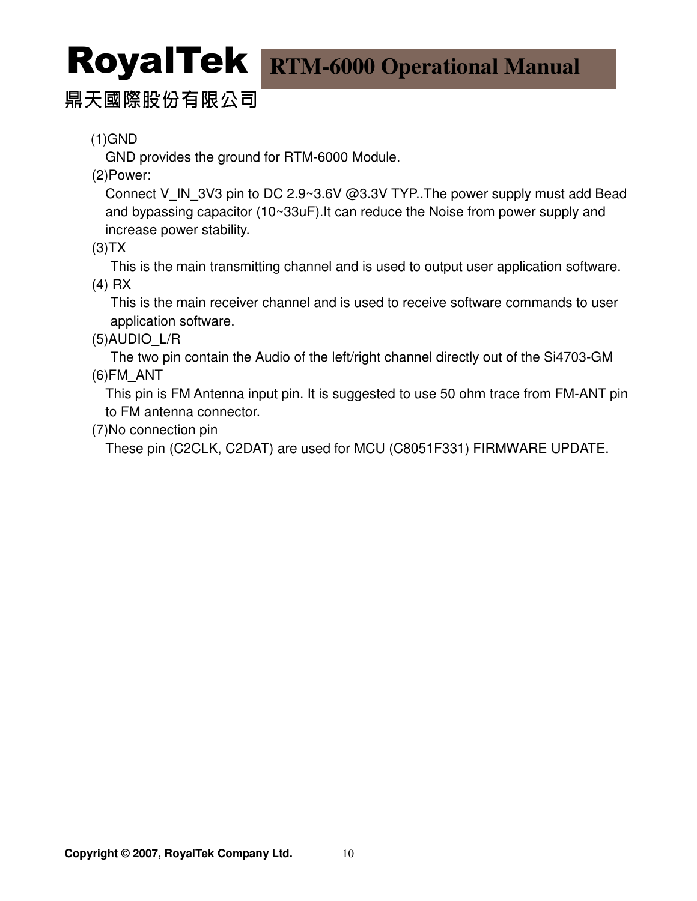(1)GND

GND provides the ground for RTM-6000 Module.

(2)Power:

Connect V_IN_3V3 pin to DC 2.9~3.6V @3.3V TYP..The power supply must add Bead and bypassing capacitor (10~33uF).It can reduce the Noise from power supply and increase power stability.

(3)TX

This is the main transmitting channel and is used to output user application software.

(4) RX

This is the main receiver channel and is used to receive software commands to user application software.

(5)AUDIO_L/R

The two pin contain the Audio of the left/right channel directly out of the Si4703-GM

(6)FM_ANT

This pin is FM Antenna input pin. It is suggested to use 50 ohm trace from FM-ANT pin to FM antenna connector.

(7)No connection pin

These pin (C2CLK, C2DAT) are used for MCU (C8051F331) FIRMWARE UPDATE.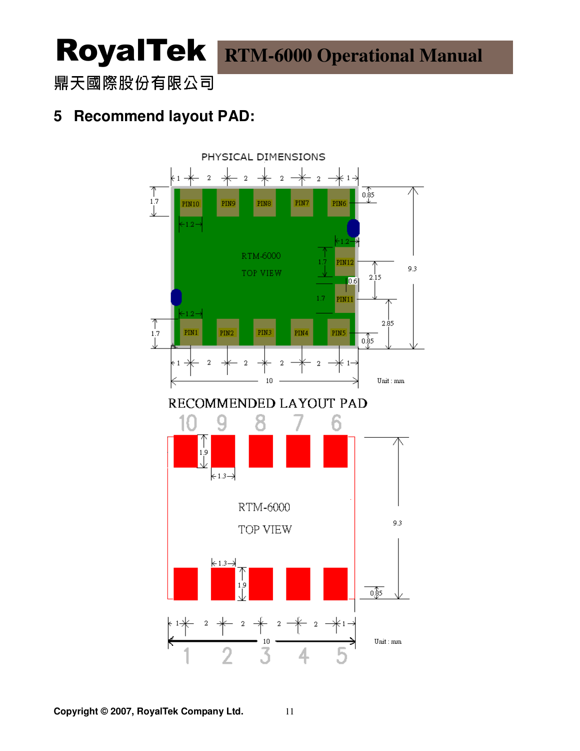## 5 Recommend layout PAD:

PHYSICAL DIMENSIONS

RTM-6000 TOP VIEW

Unit : mm

RECOMMENDED LAYOUT PAD

RTM-6000 TOP VIEW

Unit : mm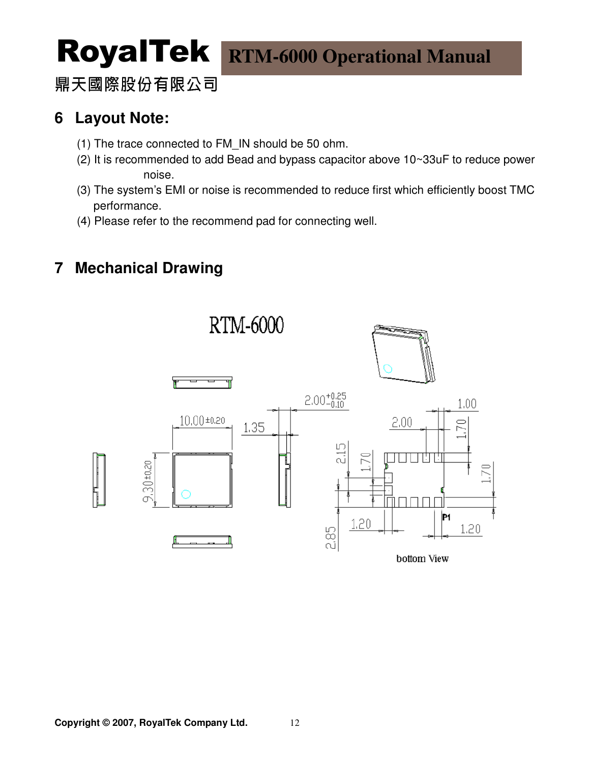## 6 Layout Note:

(1) The trace connected to FM_IN should be 50 ohm.

(2) It is recommended to add Bead and bypass capacitor above 10~33uF to reduce power noise.

(3) The system's EMI or noise is recommended to reduce first which efficiently boost TMC performance.

(4) Please refer to the recommend pad for connecting well.

## 7 Mechanical Drawing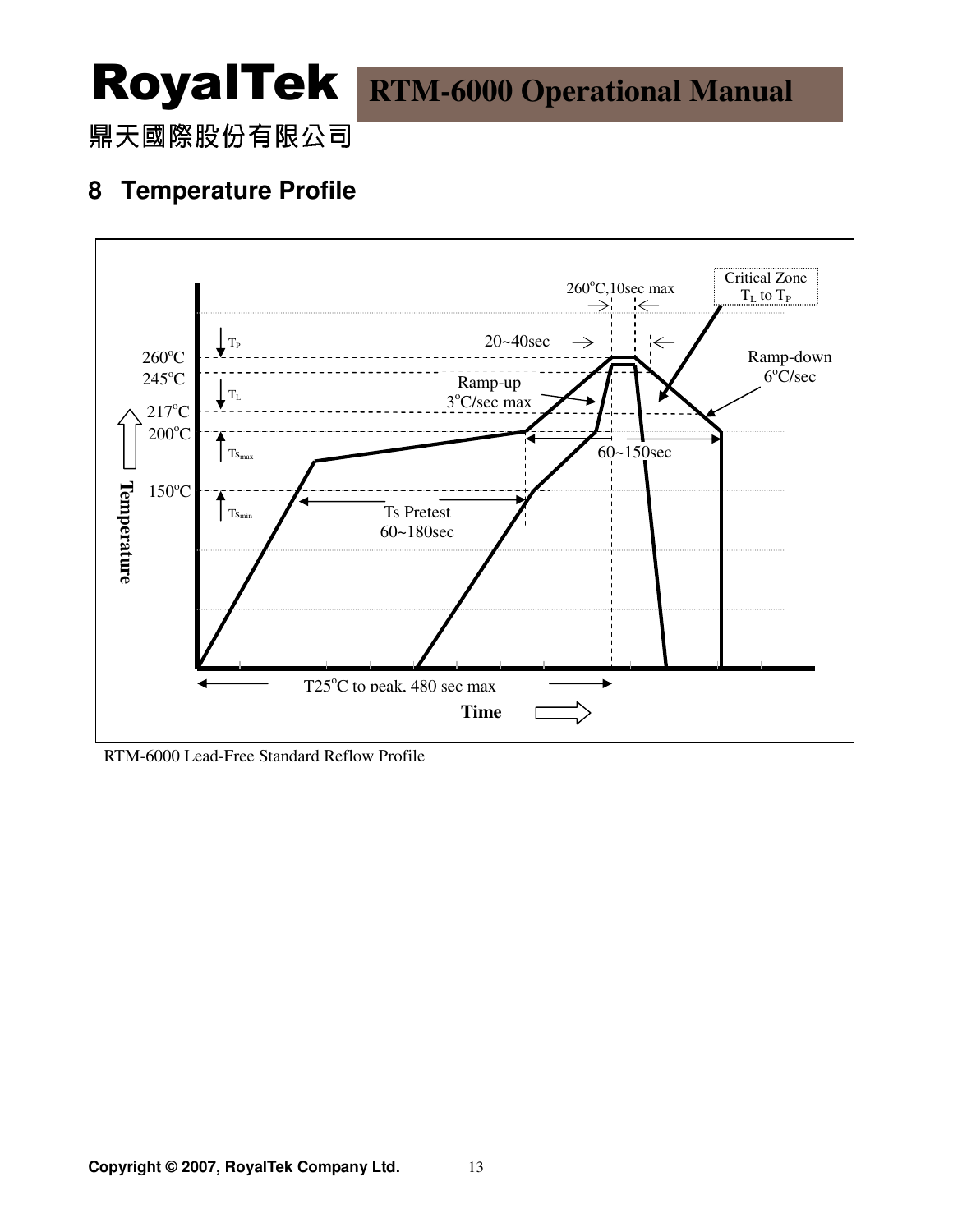## 8 Temperature Profile

260°C,10sec max

Critical Zone
$T_L$ to $T_P$

$T_P$

20~40sec

260°C

245°C

Ramp-down
6°C/sec

$T_L$

Ramp-up
3°C/sec max

217°C

200°C

$Ts_{max}$

60~150sec

150°C

$Ts_{min}$

Ts Pretest
60~180sec

Temperature

T25°C to peak, 480 sec max

Time

RTM-6000 Lead-Free Standard Reflow Profile